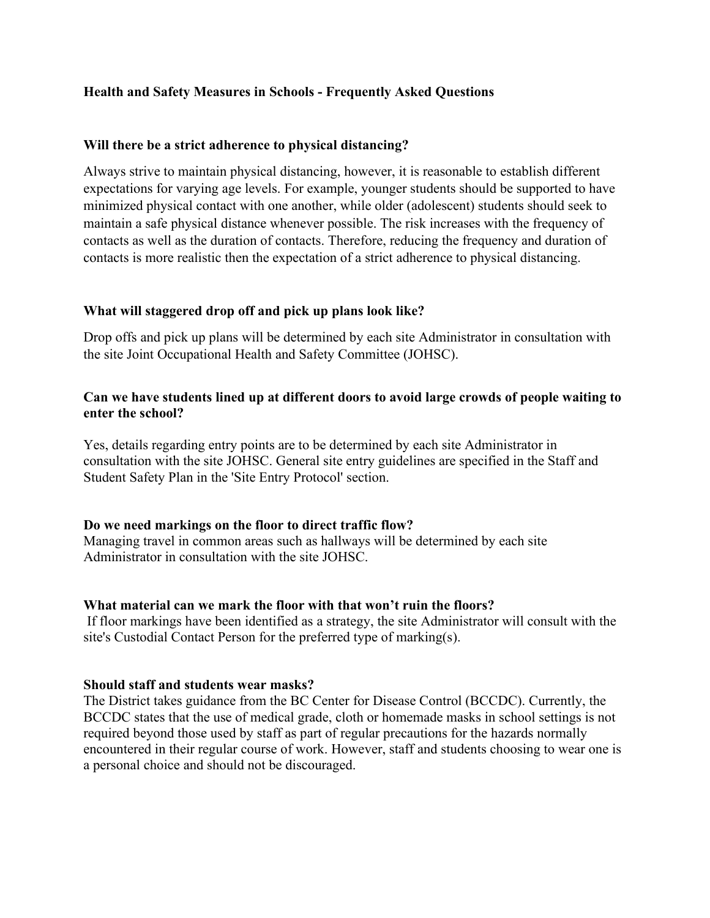**Health and Safety Measures in Schools - Frequently Asked Questions**

**Will there be a strict adherence to physical distancing?**

Always strive to maintain physical distancing, however, it is reasonable to establish different expectations for varying age levels. For example, younger students should be supported to have minimized physical contact with one another, while older (adolescent) students should seek to maintain a safe physical distance whenever possible. The risk increases with the frequency of contacts as well as the duration of contacts. Therefore, reducing the frequency and duration of contacts is more realistic then the expectation of a strict adherence to physical distancing.

**What will staggered drop off and pick up plans look like?**

Drop offs and pick up plans will be determined by each site Administrator in consultation with the site Joint Occupational Health and Safety Committee (JOHSC).

**Can we have students lined up at different doors to avoid large crowds of people waiting to enter the school?**

Yes, details regarding entry points are to be determined by each site Administrator in consultation with the site JOHSC. General site entry guidelines are specified in the Staff and Student Safety Plan in the 'Site Entry Protocol' section.

**Do we need markings on the floor to direct traffic flow?**

Managing travel in common areas such as hallways will be determined by each site Administrator in consultation with the site JOHSC.

**What material can we mark the floor with that won't ruin the floors?**

If floor markings have been identified as a strategy, the site Administrator will consult with the site's Custodial Contact Person for the preferred type of marking(s).

**Should staff and students wear masks?**

The District takes guidance from the BC Center for Disease Control (BCCDC). Currently, the BCCDC states that the use of medical grade, cloth or homemade masks in school settings is not required beyond those used by staff as part of regular precautions for the hazards normally encountered in their regular course of work. However, staff and students choosing to wear one is a personal choice and should not be discouraged.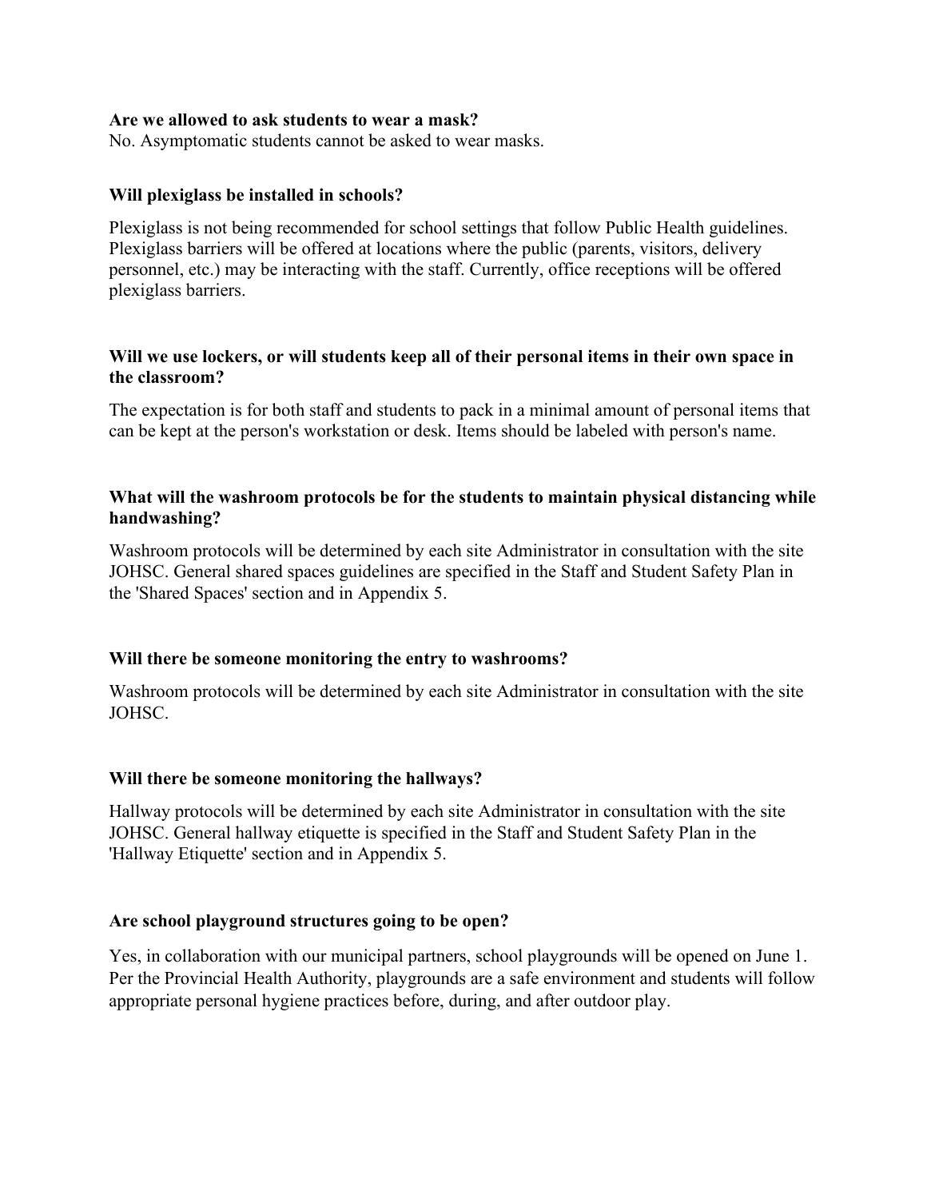**Are we allowed to ask students to wear a mask?**
No. Asymptomatic students cannot be asked to wear masks.

**Will plexiglass be installed in schools?**

Plexiglass is not being recommended for school settings that follow Public Health guidelines. Plexiglass barriers will be offered at locations where the public (parents, visitors, delivery personnel, etc.) may be interacting with the staff. Currently, office receptions will be offered plexiglass barriers.

**Will we use lockers, or will students keep all of their personal items in their own space in the classroom?**

The expectation is for both staff and students to pack in a minimal amount of personal items that can be kept at the person's workstation or desk. Items should be labeled with person's name.

**What will the washroom protocols be for the students to maintain physical distancing while handwashing?**

Washroom protocols will be determined by each site Administrator in consultation with the site JOHSC. General shared spaces guidelines are specified in the Staff and Student Safety Plan in the 'Shared Spaces' section and in Appendix 5.

**Will there be someone monitoring the entry to washrooms?**

Washroom protocols will be determined by each site Administrator in consultation with the site JOHSC.

**Will there be someone monitoring the hallways?**

Hallway protocols will be determined by each site Administrator in consultation with the site JOHSC. General hallway etiquette is specified in the Staff and Student Safety Plan in the 'Hallway Etiquette' section and in Appendix 5.

**Are school playground structures going to be open?**

Yes, in collaboration with our municipal partners, school playgrounds will be opened on June 1. Per the Provincial Health Authority, playgrounds are a safe environment and students will follow appropriate personal hygiene practices before, during, and after outdoor play.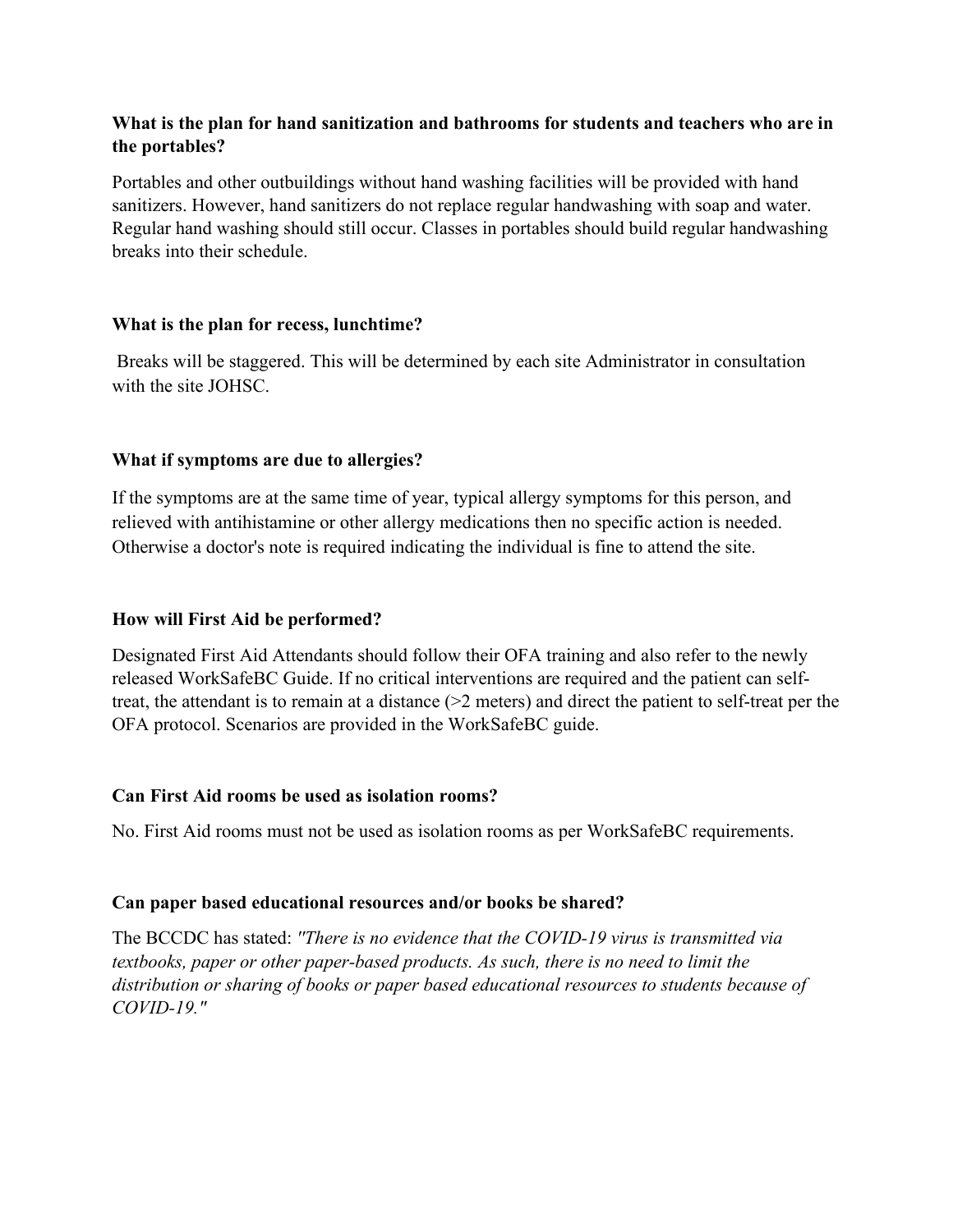**What is the plan for hand sanitization and bathrooms for students and teachers who are in the portables?**

Portables and other outbuildings without hand washing facilities will be provided with hand sanitizers. However, hand sanitizers do not replace regular handwashing with soap and water. Regular hand washing should still occur. Classes in portables should build regular handwashing breaks into their schedule.

**What is the plan for recess, lunchtime?**

Breaks will be staggered. This will be determined by each site Administrator in consultation with the site JOHSC.

**What if symptoms are due to allergies?**

If the symptoms are at the same time of year, typical allergy symptoms for this person, and relieved with antihistamine or other allergy medications then no specific action is needed. Otherwise a doctor's note is required indicating the individual is fine to attend the site.

**How will First Aid be performed?**

Designated First Aid Attendants should follow their OFA training and also refer to the newly released WorkSafeBC Guide. If no critical interventions are required and the patient can self-treat, the attendant is to remain at a distance (>2 meters) and direct the patient to self-treat per the OFA protocol. Scenarios are provided in the WorkSafeBC guide.

**Can First Aid rooms be used as isolation rooms?**

No. First Aid rooms must not be used as isolation rooms as per WorkSafeBC requirements.

**Can paper based educational resources and/or books be shared?**

The BCCDC has stated: *"There is no evidence that the COVID-19 virus is transmitted via textbooks, paper or other paper-based products. As such, there is no need to limit the distribution or sharing of books or paper based educational resources to students because of COVID-19."*